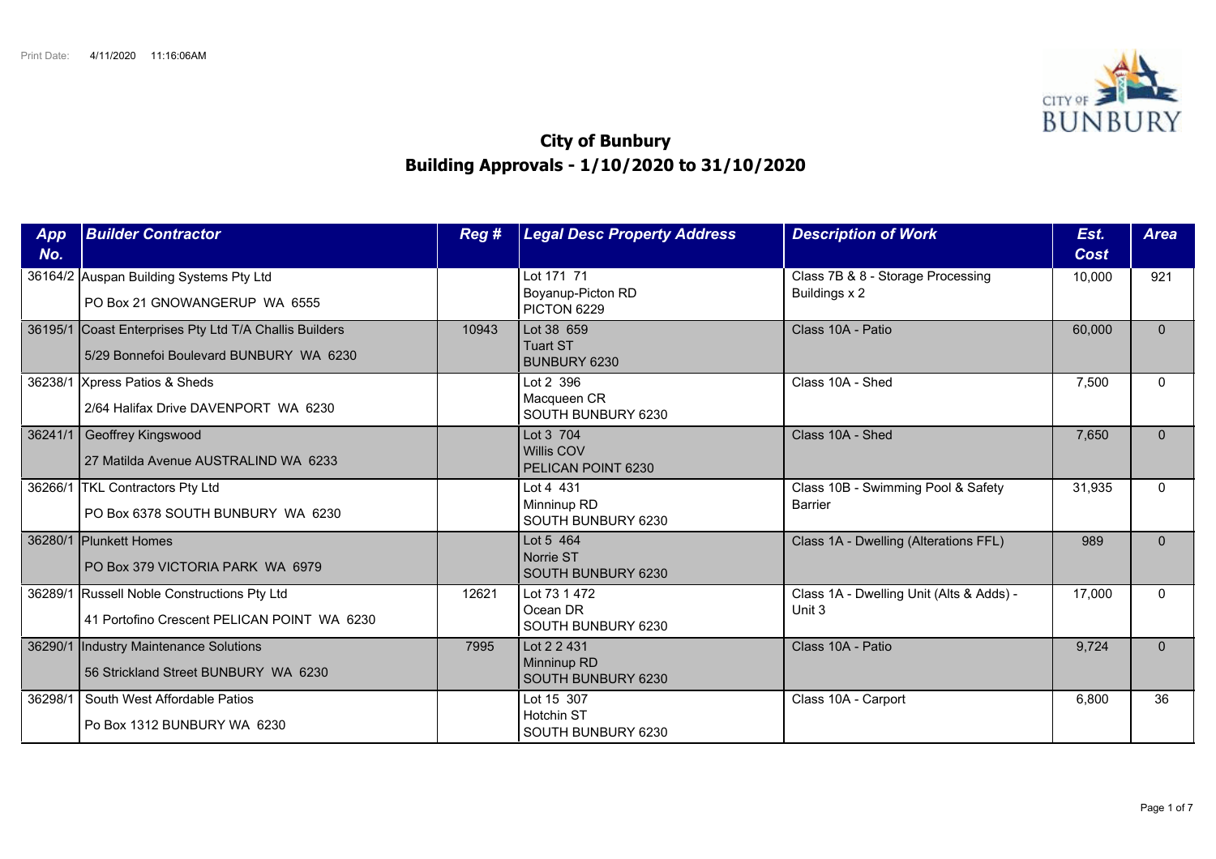Print Date: 4/11/2020 11:16:06AM

# City of Bunbury
## Building Approvals - 1/10/2020 to 31/10/2020

| App No. | Builder Contractor | Reg # | Legal Desc Property Address | Description of Work | Est. Cost | Area |
|---|---|---|---|---|---|---|
| 36164/2 | Auspan Building Systems Pty Ltd<br>PO Box 21 GNOWANGERUP WA 6555 | | Lot 171 71<br>Boyanup-Picton RD<br>PICTON 6229 | Class 7B & 8 - Storage Processing Buildings x 2 | 10,000 | 921 |
| 36195/1 | Coast Enterprises Pty Ltd T/A Challis Builders<br>5/29 Bonnefoi Boulevard BUNBURY WA 6230 | 10943 | Lot 38 659<br>Tuart ST<br>BUNBURY 6230 | Class 10A - Patio | 60,000 | 0 |
| 36238/1 | Xpress Patios & Sheds<br>2/64 Halifax Drive DAVENPORT WA 6230 | | Lot 2 396<br>Macqueen CR<br>SOUTH BUNBURY 6230 | Class 10A - Shed | 7,500 | 0 |
| 36241/1 | Geoffrey Kingswood<br>27 Matilda Avenue AUSTRALIND WA 6233 | | Lot 3 704<br>Willis COV<br>PELICAN POINT 6230 | Class 10A - Shed | 7,650 | 0 |
| 36266/1 | TKL Contractors Pty Ltd<br>PO Box 6378 SOUTH BUNBURY WA 6230 | | Lot 4 431<br>Minninup RD<br>SOUTH BUNBURY 6230 | Class 10B - Swimming Pool & Safety Barrier | 31,935 | 0 |
| 36280/1 | Plunkett Homes<br>PO Box 379 VICTORIA PARK WA 6979 | | Lot 5 464<br>Norrie ST<br>SOUTH BUNBURY 6230 | Class 1A - Dwelling (Alterations FFL) | 989 | 0 |
| 36289/1 | Russell Noble Constructions Pty Ltd<br>41 Portofino Crescent PELICAN POINT WA 6230 | 12621 | Lot 73 1 472<br>Ocean DR<br>SOUTH BUNBURY 6230 | Class 1A - Dwelling Unit (Alts & Adds) - Unit 3 | 17,000 | 0 |
| 36290/1 | Industry Maintenance Solutions<br>56 Strickland Street BUNBURY WA 6230 | 7995 | Lot 2 2 431<br>Minninup RD<br>SOUTH BUNBURY 6230 | Class 10A - Patio | 9,724 | 0 |
| 36298/1 | South West Affordable Patios<br>Po Box 1312 BUNBURY WA 6230 | | Lot 15 307<br>Hotchin ST<br>SOUTH BUNBURY 6230 | Class 10A - Carport | 6,800 | 36 |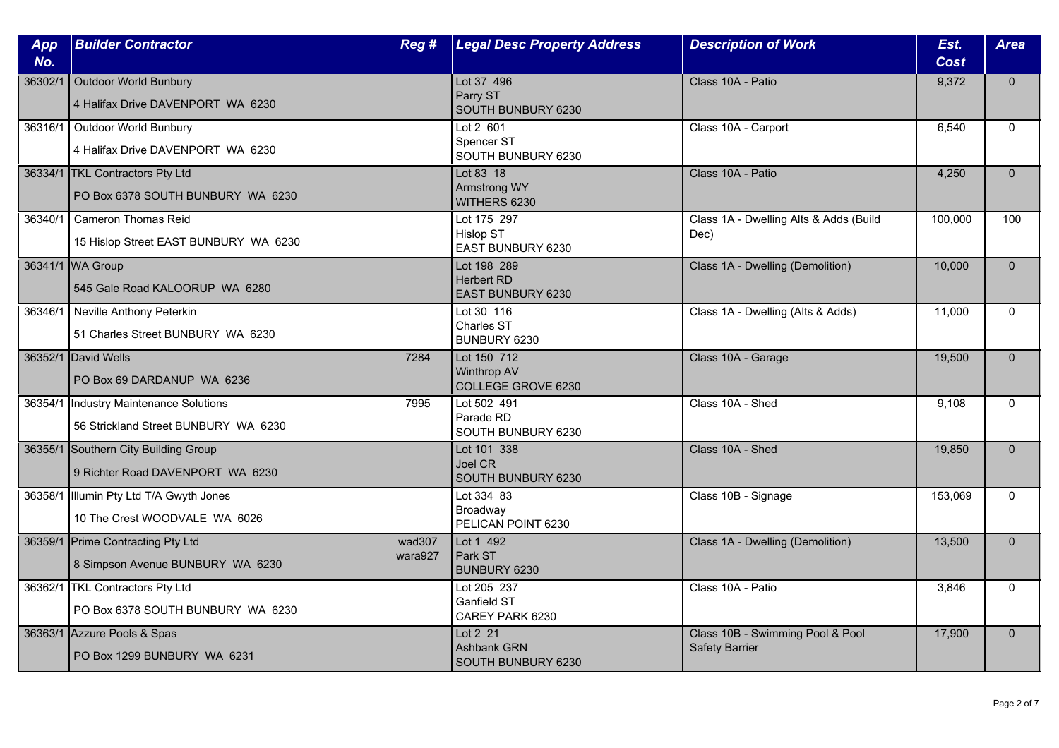| App No. | Builder Contractor | Reg # | Legal Desc Property Address | Description of Work | Est. Cost | Area |
|---|---|---|---|---|---|---|
| 36302/1 | Outdoor World Bunbury<br>4 Halifax Drive DAVENPORT WA 6230 | | Lot 37 496<br>Parry ST<br>SOUTH BUNBURY 6230 | Class 10A - Patio | 9,372 | 0 |
| 36316/1 | Outdoor World Bunbury<br>4 Halifax Drive DAVENPORT WA 6230 | | Lot 2 601<br>Spencer ST<br>SOUTH BUNBURY 6230 | Class 10A - Carport | 6,540 | 0 |
| 36334/1 | TKL Contractors Pty Ltd<br>PO Box 6378 SOUTH BUNBURY WA 6230 | | Lot 83 18<br>Armstrong WY<br>WITHERS 6230 | Class 10A - Patio | 4,250 | 0 |
| 36340/1 | Cameron Thomas Reid<br>15 Hislop Street EAST BUNBURY WA 6230 | | Lot 175 297<br>Hislop ST<br>EAST BUNBURY 6230 | Class 1A - Dwelling Alts & Adds (Build Dec) | 100,000 | 100 |
| 36341/1 | WA Group<br>545 Gale Road KALOORUP WA 6280 | | Lot 198 289<br>Herbert RD<br>EAST BUNBURY 6230 | Class 1A - Dwelling (Demolition) | 10,000 | 0 |
| 36346/1 | Neville Anthony Peterkin<br>51 Charles Street BUNBURY WA 6230 | | Lot 30 116<br>Charles ST<br>BUNBURY 6230 | Class 1A - Dwelling (Alts & Adds) | 11,000 | 0 |
| 36352/1 | David Wells<br>PO Box 69 DARDANUP WA 6236 | 7284 | Lot 150 712<br>Winthrop AV<br>COLLEGE GROVE 6230 | Class 10A - Garage | 19,500 | 0 |
| 36354/1 | Industry Maintenance Solutions<br>56 Strickland Street BUNBURY WA 6230 | 7995 | Lot 502 491<br>Parade RD<br>SOUTH BUNBURY 6230 | Class 10A - Shed | 9,108 | 0 |
| 36355/1 | Southern City Building Group<br>9 Richter Road DAVENPORT WA 6230 | | Lot 101 338<br>Joel CR<br>SOUTH BUNBURY 6230 | Class 10A - Shed | 19,850 | 0 |
| 36358/1 | Illumin Pty Ltd T/A Gwyth Jones<br>10 The Crest WOODVALE WA 6026 | | Lot 334 83<br>Broadway<br>PELICAN POINT 6230 | Class 10B - Signage | 153,069 | 0 |
| 36359/1 | Prime Contracting Pty Ltd<br>8 Simpson Avenue BUNBURY WA 6230 | wad307<br>wara927 | Lot 1 492<br>Park ST<br>BUNBURY 6230 | Class 1A - Dwelling (Demolition) | 13,500 | 0 |
| 36362/1 | TKL Contractors Pty Ltd<br>PO Box 6378 SOUTH BUNBURY WA 6230 | | Lot 205 237<br>Ganfield ST<br>CAREY PARK 6230 | Class 10A - Patio | 3,846 | 0 |
| 36363/1 | Azzure Pools & Spas<br>PO Box 1299 BUNBURY WA 6231 | | Lot 2 21<br>Ashbank GRN<br>SOUTH BUNBURY 6230 | Class 10B - Swimming Pool & Pool Safety Barrier | 17,900 | 0 |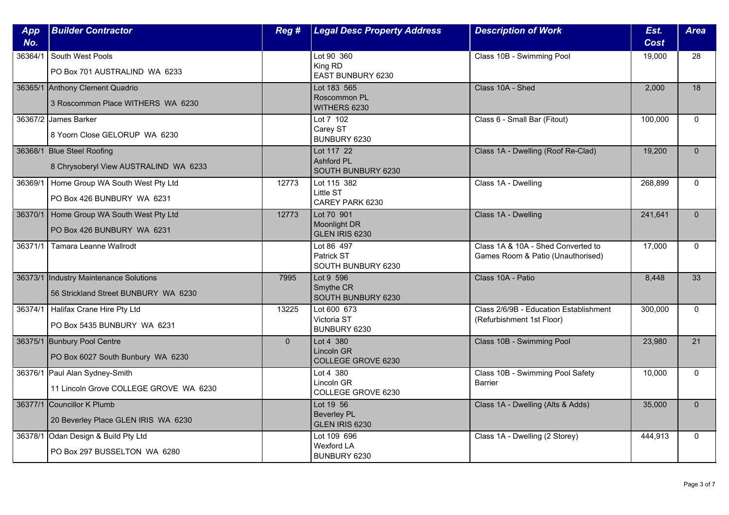| App No. | Builder Contractor | Reg # | Legal Desc Property Address | Description of Work | Est. Cost | Area |
|---|---|---|---|---|---|---|
| 36364/1 | South West Pools<br>PO Box 701 AUSTRALIND WA 6233 | | Lot 90 360<br>King RD<br>EAST BUNBURY 6230 | Class 10B - Swimming Pool | 19,000 | 28 |
| 36365/1 | Anthony Clement Quadrio<br>3 Roscommon Place WITHERS WA 6230 | | Lot 183 565<br>Roscommon PL<br>WITHERS 6230 | Class 10A - Shed | 2,000 | 18 |
| 36367/2 | James Barker<br>8 Yoorn Close GELORUP WA 6230 | | Lot 7 102<br>Carey ST<br>BUNBURY 6230 | Class 6 - Small Bar (Fitout) | 100,000 | 0 |
| 36368/1 | Blue Steel Roofing<br>8 Chrysoberyl View AUSTRALIND WA 6233 | | Lot 117 22<br>Ashford PL<br>SOUTH BUNBURY 6230 | Class 1A - Dwelling (Roof Re-Clad) | 19,200 | 0 |
| 36369/1 | Home Group WA South West Pty Ltd<br>PO Box 426 BUNBURY WA 6231 | 12773 | Lot 115 382<br>Little ST<br>CAREY PARK 6230 | Class 1A - Dwelling | 268,899 | 0 |
| 36370/1 | Home Group WA South West Pty Ltd<br>PO Box 426 BUNBURY WA 6231 | 12773 | Lot 70 901<br>Moonlight DR<br>GLEN IRIS 6230 | Class 1A - Dwelling | 241,641 | 0 |
| 36371/1 | Tamara Leanne Wallrodt | | Lot 86 497<br>Patrick ST<br>SOUTH BUNBURY 6230 | Class 1A & 10A - Shed Converted to Games Room & Patio (Unauthorised) | 17,000 | 0 |
| 36373/1 | Industry Maintenance Solutions<br>56 Strickland Street BUNBURY WA 6230 | 7995 | Lot 9 596<br>Smythe CR<br>SOUTH BUNBURY 6230 | Class 10A - Patio | 8,448 | 33 |
| 36374/1 | Halifax Crane Hire Pty Ltd<br>PO Box 5435 BUNBURY WA 6231 | 13225 | Lot 600 673<br>Victoria ST<br>BUNBURY 6230 | Class 2/6/9B - Education Establishment (Refurbishment 1st Floor) | 300,000 | 0 |
| 36375/1 | Bunbury Pool Centre<br>PO Box 6027 South Bunbury WA 6230 | 0 | Lot 4 380<br>Lincoln GR<br>COLLEGE GROVE 6230 | Class 10B - Swimming Pool | 23,980 | 21 |
| 36376/1 | Paul Alan Sydney-Smith<br>11 Lincoln Grove COLLEGE GROVE WA 6230 | | Lot 4 380<br>Lincoln GR<br>COLLEGE GROVE 6230 | Class 10B - Swimming Pool Safety Barrier | 10,000 | 0 |
| 36377/1 | Councillor K Plumb<br>20 Beverley Place GLEN IRIS WA 6230 | | Lot 19 56<br>Beverley PL<br>GLEN IRIS 6230 | Class 1A - Dwelling (Alts & Adds) | 35,000 | 0 |
| 36378/1 | Odan Design & Build Pty Ltd<br>PO Box 297 BUSSELTON WA 6280 | | Lot 109 696<br>Wexford LA<br>BUNBURY 6230 | Class 1A - Dwelling (2 Storey) | 444,913 | 0 |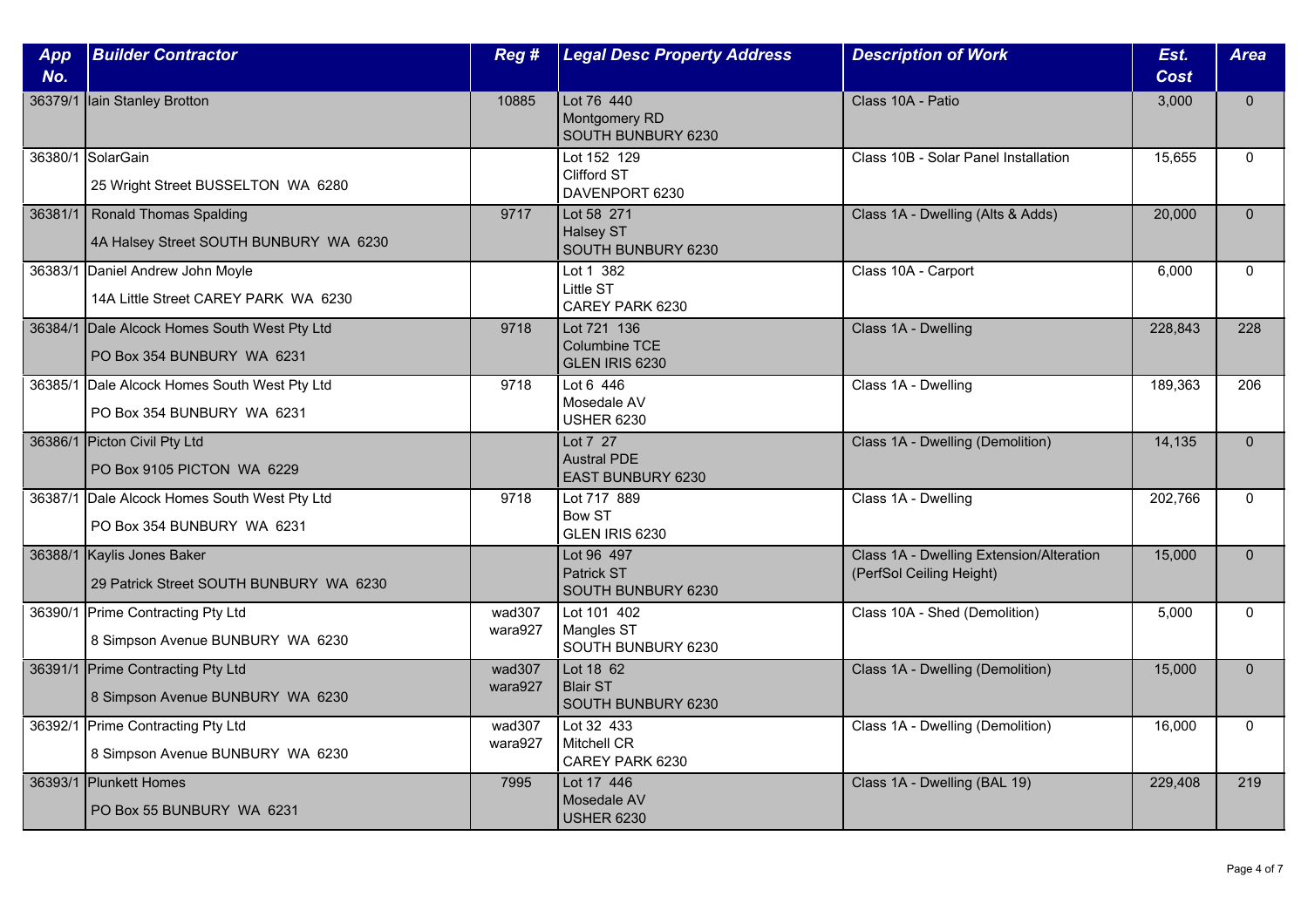| App No. | Builder Contractor | Reg # | Legal Desc Property Address | Description of Work | Est. Cost | Area |
|---|---|---|---|---|---|---|
| 36379/1 | Iain Stanley Brotton | 10885 | Lot 76 440 Montgomery RD SOUTH BUNBURY 6230 | Class 10A - Patio | 3,000 | 0 |
| 36380/1 | SolarGain 25 Wright Street BUSSELTON WA 6280 | | Lot 152 129 Clifford ST DAVENPORT 6230 | Class 10B - Solar Panel Installation | 15,655 | 0 |
| 36381/1 | Ronald Thomas Spalding 4A Halsey Street SOUTH BUNBURY WA 6230 | 9717 | Lot 58 271 Halsey ST SOUTH BUNBURY 6230 | Class 1A - Dwelling (Alts & Adds) | 20,000 | 0 |
| 36383/1 | Daniel Andrew John Moyle 14A Little Street CAREY PARK WA 6230 | | Lot 1 382 Little ST CAREY PARK 6230 | Class 10A - Carport | 6,000 | 0 |
| 36384/1 | Dale Alcock Homes South West Pty Ltd PO Box 354 BUNBURY WA 6231 | 9718 | Lot 721 136 Columbine TCE GLEN IRIS 6230 | Class 1A - Dwelling | 228,843 | 228 |
| 36385/1 | Dale Alcock Homes South West Pty Ltd PO Box 354 BUNBURY WA 6231 | 9718 | Lot 6 446 Mosedale AV USHER 6230 | Class 1A - Dwelling | 189,363 | 206 |
| 36386/1 | Picton Civil Pty Ltd PO Box 9105 PICTON WA 6229 | | Lot 7 27 Austral PDE EAST BUNBURY 6230 | Class 1A - Dwelling (Demolition) | 14,135 | 0 |
| 36387/1 | Dale Alcock Homes South West Pty Ltd PO Box 354 BUNBURY WA 6231 | 9718 | Lot 717 889 Bow ST GLEN IRIS 6230 | Class 1A - Dwelling | 202,766 | 0 |
| 36388/1 | Kaylis Jones Baker 29 Patrick Street SOUTH BUNBURY WA 6230 | | Lot 96 497 Patrick ST SOUTH BUNBURY 6230 | Class 1A - Dwelling Extension/Alteration (PerfSol Ceiling Height) | 15,000 | 0 |
| 36390/1 | Prime Contracting Pty Ltd 8 Simpson Avenue BUNBURY WA 6230 | wad307 wara927 | Lot 101 402 Mangles ST SOUTH BUNBURY 6230 | Class 10A - Shed (Demolition) | 5,000 | 0 |
| 36391/1 | Prime Contracting Pty Ltd 8 Simpson Avenue BUNBURY WA 6230 | wad307 wara927 | Lot 18 62 Blair ST SOUTH BUNBURY 6230 | Class 1A - Dwelling (Demolition) | 15,000 | 0 |
| 36392/1 | Prime Contracting Pty Ltd 8 Simpson Avenue BUNBURY WA 6230 | wad307 wara927 | Lot 32 433 Mitchell CR CAREY PARK 6230 | Class 1A - Dwelling (Demolition) | 16,000 | 0 |
| 36393/1 | Plunkett Homes PO Box 55 BUNBURY WA 6231 | 7995 | Lot 17 446 Mosedale AV USHER 6230 | Class 1A - Dwelling (BAL 19) | 229,408 | 219 |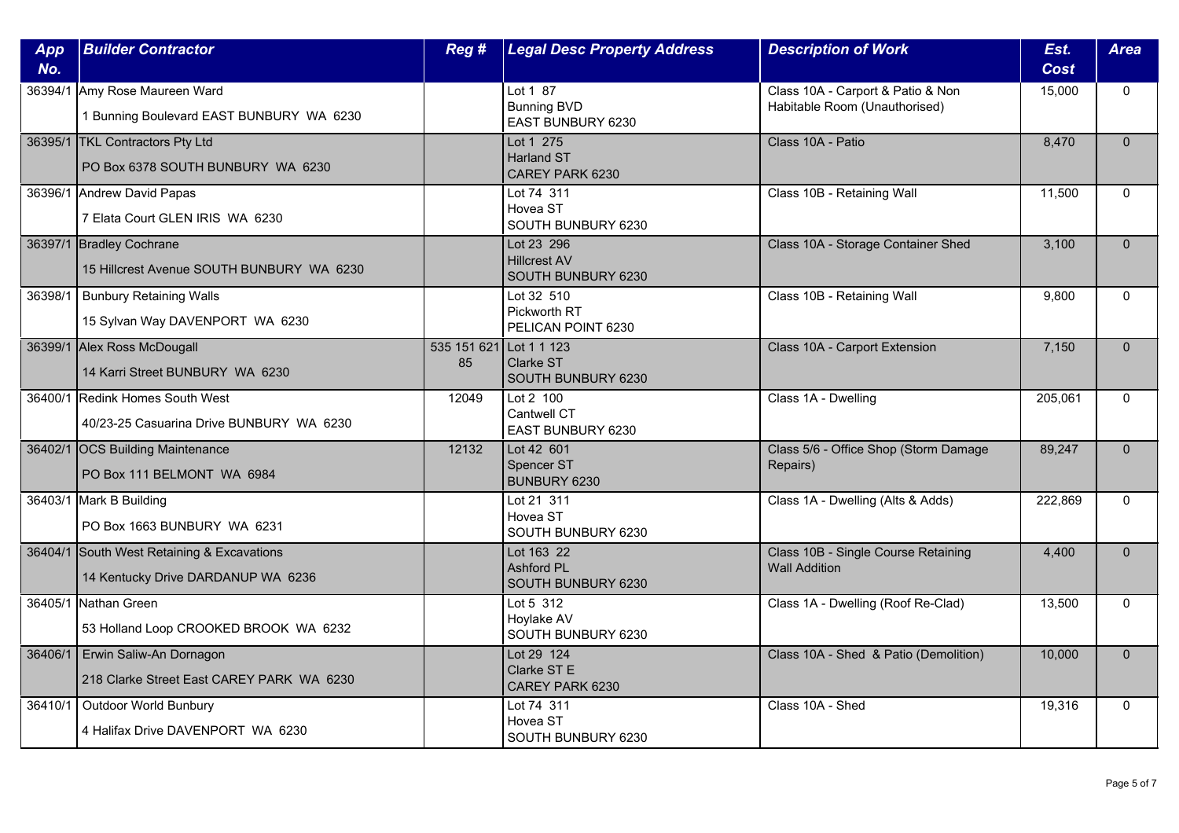| App No. | Builder Contractor | Reg # | Legal Desc Property Address | Description of Work | Est. Cost | Area |
|---|---|---|---|---|---|---|
| 36394/1 | Amy Rose Maureen Ward<br>1 Bunning Boulevard EAST BUNBURY WA 6230 | | Lot 1 87<br>Bunning BVD<br>EAST BUNBURY 6230 | Class 10A - Carport & Patio & Non Habitable Room (Unauthorised) | 15,000 | 0 |
| 36395/1 | TKL Contractors Pty Ltd<br>PO Box 6378 SOUTH BUNBURY WA 6230 | | Lot 1 275<br>Harland ST<br>CAREY PARK 6230 | Class 10A - Patio | 8,470 | 0 |
| 36396/1 | Andrew David Papas<br>7 Elata Court GLEN IRIS WA 6230 | | Lot 74 311<br>Hovea ST<br>SOUTH BUNBURY 6230 | Class 10B - Retaining Wall | 11,500 | 0 |
| 36397/1 | Bradley Cochrane<br>15 Hillcrest Avenue SOUTH BUNBURY WA 6230 | | Lot 23 296<br>Hillcrest AV<br>SOUTH BUNBURY 6230 | Class 10A - Storage Container Shed | 3,100 | 0 |
| 36398/1 | Bunbury Retaining Walls<br>15 Sylvan Way DAVENPORT WA 6230 | | Lot 32 510<br>Pickworth RT<br>PELICAN POINT 6230 | Class 10B - Retaining Wall | 9,800 | 0 |
| 36399/1 | Alex Ross McDougall<br>14 Karri Street BUNBURY WA 6230 | 535 151 621 85 | Lot 1 1 123<br>Clarke ST<br>SOUTH BUNBURY 6230 | Class 10A - Carport Extension | 7,150 | 0 |
| 36400/1 | Redink Homes South West<br>40/23-25 Casuarina Drive BUNBURY WA 6230 | 12049 | Lot 2 100<br>Cantwell CT<br>EAST BUNBURY 6230 | Class 1A - Dwelling | 205,061 | 0 |
| 36402/1 | OCS Building Maintenance<br>PO Box 111 BELMONT WA 6984 | 12132 | Lot 42 601<br>Spencer ST<br>BUNBURY 6230 | Class 5/6 - Office Shop (Storm Damage Repairs) | 89,247 | 0 |
| 36403/1 | Mark B Building<br>PO Box 1663 BUNBURY WA 6231 | | Lot 21 311<br>Hovea ST<br>SOUTH BUNBURY 6230 | Class 1A - Dwelling (Alts & Adds) | 222,869 | 0 |
| 36404/1 | South West Retaining & Excavations<br>14 Kentucky Drive DARDANUP WA 6236 | | Lot 163 22<br>Ashford PL<br>SOUTH BUNBURY 6230 | Class 10B - Single Course Retaining Wall Addition | 4,400 | 0 |
| 36405/1 | Nathan Green<br>53 Holland Loop CROOKED BROOK WA 6232 | | Lot 5 312<br>Hoylake AV<br>SOUTH BUNBURY 6230 | Class 1A - Dwelling (Roof Re-Clad) | 13,500 | 0 |
| 36406/1 | Erwin Saliw-An Dornagon<br>218 Clarke Street East CAREY PARK WA 6230 | | Lot 29 124<br>Clarke ST E<br>CAREY PARK 6230 | Class 10A - Shed & Patio (Demolition) | 10,000 | 0 |
| 36410/1 | Outdoor World Bunbury<br>4 Halifax Drive DAVENPORT WA 6230 | | Lot 74 311<br>Hovea ST<br>SOUTH BUNBURY 6230 | Class 10A - Shed | 19,316 | 0 |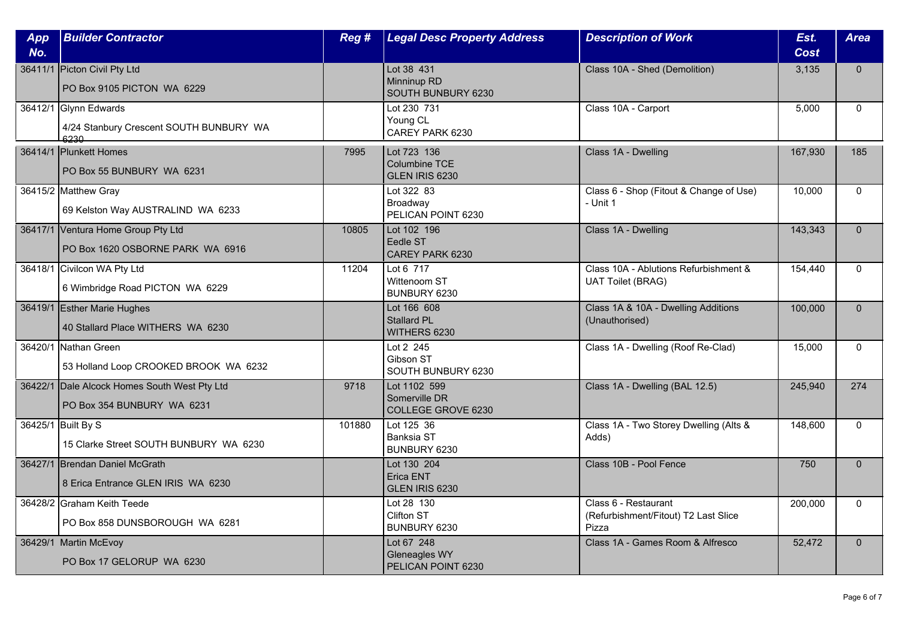| App No. | Builder Contractor | Reg # | Legal Desc Property Address | Description of Work | Est. Cost | Area |
|---|---|---|---|---|---|---|
| 36411/1 | Picton Civil Pty Ltd<br>PO Box 9105 PICTON WA 6229 | | Lot 38 431<br>Minninup RD<br>SOUTH BUNBURY 6230 | Class 10A - Shed (Demolition) | 3,135 | 0 |
| 36412/1 | Glynn Edwards<br>4/24 Stanbury Crescent SOUTH BUNBURY WA 6230 | | Lot 230 731<br>Young CL<br>CAREY PARK 6230 | Class 10A - Carport | 5,000 | 0 |
| 36414/1 | Plunkett Homes<br>PO Box 55 BUNBURY WA 6231 | 7995 | Lot 723 136<br>Columbine TCE<br>GLEN IRIS 6230 | Class 1A - Dwelling | 167,930 | 185 |
| 36415/2 | Matthew Gray<br>69 Kelston Way AUSTRALIND WA 6233 | | Lot 322 83<br>Broadway<br>PELICAN POINT 6230 | Class 6 - Shop (Fitout & Change of Use) - Unit 1 | 10,000 | 0 |
| 36417/1 | Ventura Home Group Pty Ltd<br>PO Box 1620 OSBORNE PARK WA 6916 | 10805 | Lot 102 196<br>Eedle ST<br>CAREY PARK 6230 | Class 1A - Dwelling | 143,343 | 0 |
| 36418/1 | Civilcon WA Pty Ltd<br>6 Wimbridge Road PICTON WA 6229 | 11204 | Lot 6 717<br>Wittenoom ST<br>BUNBURY 6230 | Class 10A - Ablutions Refurbishment & UAT Toilet (BRAG) | 154,440 | 0 |
| 36419/1 | Esther Marie Hughes<br>40 Stallard Place WITHERS WA 6230 | | Lot 166 608<br>Stallard PL<br>WITHERS 6230 | Class 1A & 10A - Dwelling Additions (Unauthorised) | 100,000 | 0 |
| 36420/1 | Nathan Green<br>53 Holland Loop CROOKED BROOK WA 6232 | | Lot 2 245<br>Gibson ST<br>SOUTH BUNBURY 6230 | Class 1A - Dwelling (Roof Re-Clad) | 15,000 | 0 |
| 36422/1 | Dale Alcock Homes South West Pty Ltd<br>PO Box 354 BUNBURY WA 6231 | 9718 | Lot 1102 599<br>Somerville DR<br>COLLEGE GROVE 6230 | Class 1A - Dwelling (BAL 12.5) | 245,940 | 274 |
| 36425/1 | Built By S<br>15 Clarke Street SOUTH BUNBURY WA 6230 | 101880 | Lot 125 36<br>Banksia ST<br>BUNBURY 6230 | Class 1A - Two Storey Dwelling (Alts & Adds) | 148,600 | 0 |
| 36427/1 | Brendan Daniel McGrath<br>8 Erica Entrance GLEN IRIS WA 6230 | | Lot 130 204<br>Erica ENT<br>GLEN IRIS 6230 | Class 10B - Pool Fence | 750 | 0 |
| 36428/2 | Graham Keith Teede<br>PO Box 858 DUNSBOROUGH WA 6281 | | Lot 28 130<br>Clifton ST<br>BUNBURY 6230 | Class 6 - Restaurant (Refurbishment/Fitout) T2 Last Slice Pizza | 200,000 | 0 |
| 36429/1 | Martin McEvoy<br>PO Box 17 GELORUP WA 6230 | | Lot 67 248<br>Gleneagles WY<br>PELICAN POINT 6230 | Class 1A - Games Room & Alfresco | 52,472 | 0 |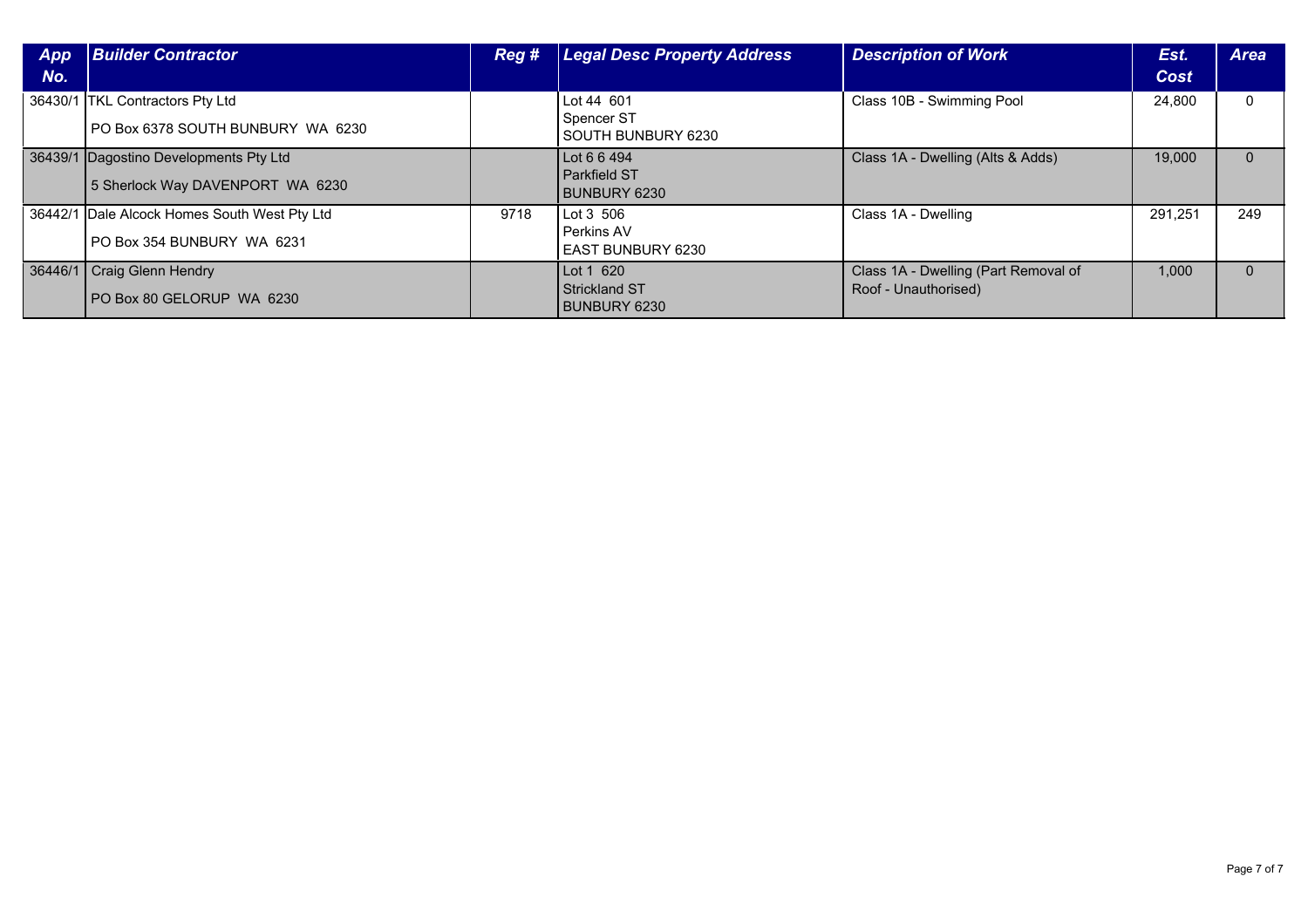| App No. | Builder Contractor | Reg # | Legal Desc Property Address | Description of Work | Est. Cost | Area |
|---|---|---|---|---|---|---|
| 36430/1 | TKL Contractors Pty Ltd<br>PO Box 6378 SOUTH BUNBURY WA 6230 | | Lot 44 601<br>Spencer ST<br>SOUTH BUNBURY 6230 | Class 10B - Swimming Pool | 24,800 | 0 |
| 36439/1 | Dagostino Developments Pty Ltd<br>5 Sherlock Way DAVENPORT WA 6230 | | Lot 6 6 494<br>Parkfield ST<br>BUNBURY 6230 | Class 1A - Dwelling (Alts & Adds) | 19,000 | 0 |
| 36442/1 | Dale Alcock Homes South West Pty Ltd<br>PO Box 354 BUNBURY WA 6231 | 9718 | Lot 3 506<br>Perkins AV<br>EAST BUNBURY 6230 | Class 1A - Dwelling | 291,251 | 249 |
| 36446/1 | Craig Glenn Hendry<br>PO Box 80 GELORUP WA 6230 | | Lot 1 620<br>Strickland ST<br>BUNBURY 6230 | Class 1A - Dwelling (Part Removal of Roof - Unauthorised) | 1,000 | 0 |